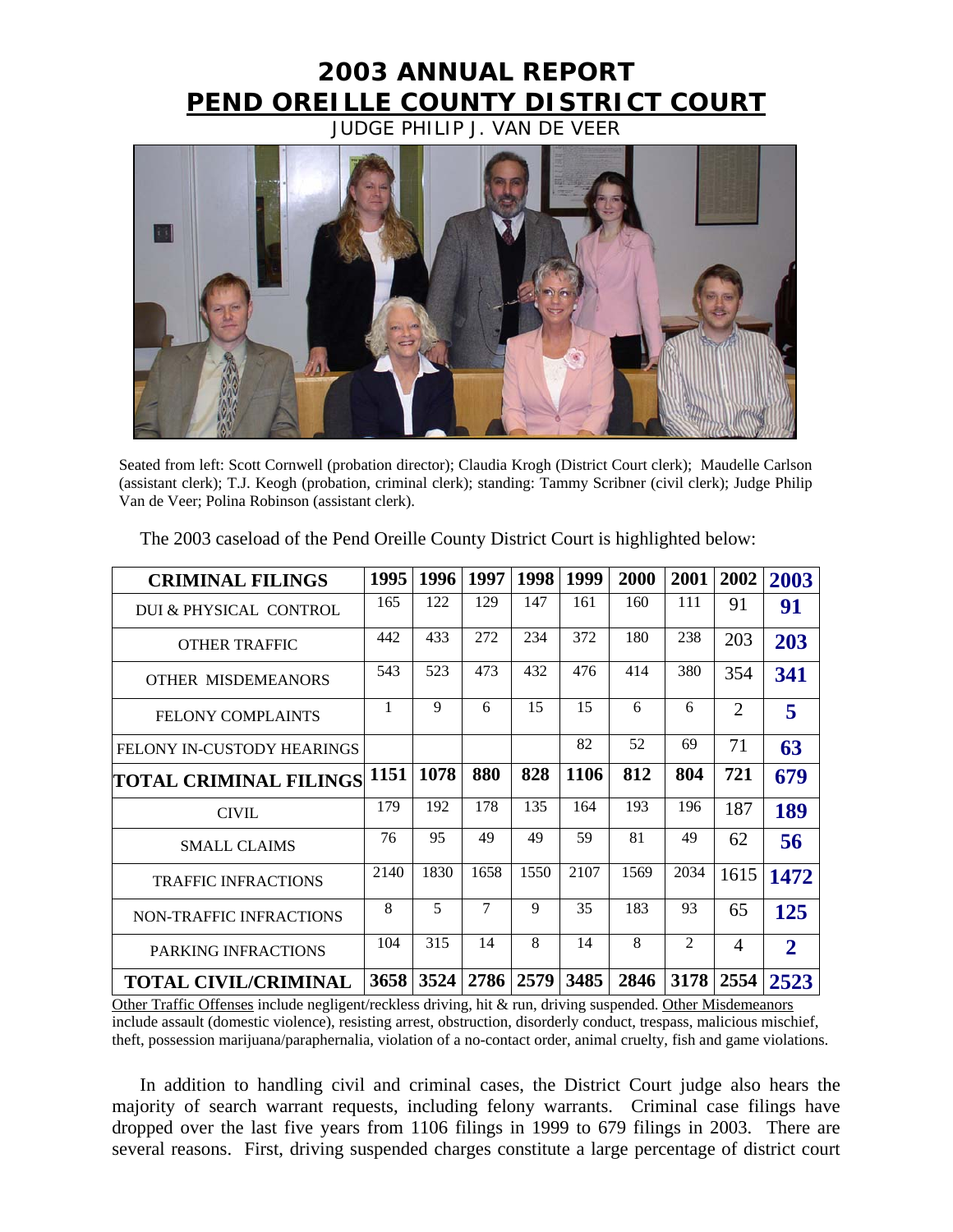# 2003 ANNUAL REPORT

# PEND OREILLE COUNTY DISTRICT COURT

JUDGE PHILIP J. VAN DE VEER

Seated from left: Scott Cornwell (probation director); Claudia Krogh (District Court clerk); Maudelle Carlson (assistant clerk); T.J. Keogh (probation, criminal clerk); standing: Tammy Scribner (civil clerk); Judge Philip Van de Veer; Polina Robinson (assistant clerk).

The 2003 caseload of the Pend Oreille County District Court is highlighted below:

| CRIMINAL FILINGS | 1995 | 1996 | 1997 | 1998 | 1999 | 2000 | 2001 | 2002 | 2003 |
|---|---|---|---|---|---|---|---|---|---|
| DUI & PHYSICAL CONTROL | 165 | 122 | 129 | 147 | 161 | 160 | 111 | 91 | **91** |
| OTHER TRAFFIC | 442 | 433 | 272 | 234 | 372 | 180 | 238 | 203 | **203** |
| OTHER MISDEMEANORS | 543 | 523 | 473 | 432 | 476 | 414 | 380 | 354 | **341** |
| FELONY COMPLAINTS | 1 | 9 | 6 | 15 | 15 | 6 | 6 | 2 | **5** |
| FELONY IN-CUSTODY HEARINGS | | | | | 82 | 52 | 69 | 71 | **63** |
| **TOTAL CRIMINAL FILINGS** | **1151** | **1078** | **880** | **828** | **1106** | **812** | **804** | **721** | **679** |
| CIVIL | 179 | 192 | 178 | 135 | 164 | 193 | 196 | 187 | **189** |
| SMALL CLAIMS | 76 | 95 | 49 | 49 | 59 | 81 | 49 | 62 | **56** |
| TRAFFIC INFRACTIONS | 2140 | 1830 | 1658 | 1550 | 2107 | 1569 | 2034 | 1615 | **1472** |
| NON-TRAFFIC INFRACTIONS | 8 | 5 | 7 | 9 | 35 | 183 | 93 | 65 | **125** |
| PARKING INFRACTIONS | 104 | 315 | 14 | 8 | 14 | 8 | 2 | 4 | **2** |
| **TOTAL CIVIL/CRIMINAL** | **3658** | **3524** | **2786** | **2579** | **3485** | **2846** | **3178** | **2554** | **2523** |

Other Traffic Offenses include negligent/reckless driving, hit & run, driving suspended. Other Misdemeanors include assault (domestic violence), resisting arrest, obstruction, disorderly conduct, trespass, malicious mischief, theft, possession marijuana/paraphernalia, violation of a no-contact order, animal cruelty, fish and game violations.

In addition to handling civil and criminal cases, the District Court judge also hears the majority of search warrant requests, including felony warrants. Criminal case filings have dropped over the last five years from 1106 filings in 1999 to 679 filings in 2003. There are several reasons. First, driving suspended charges constitute a large percentage of district court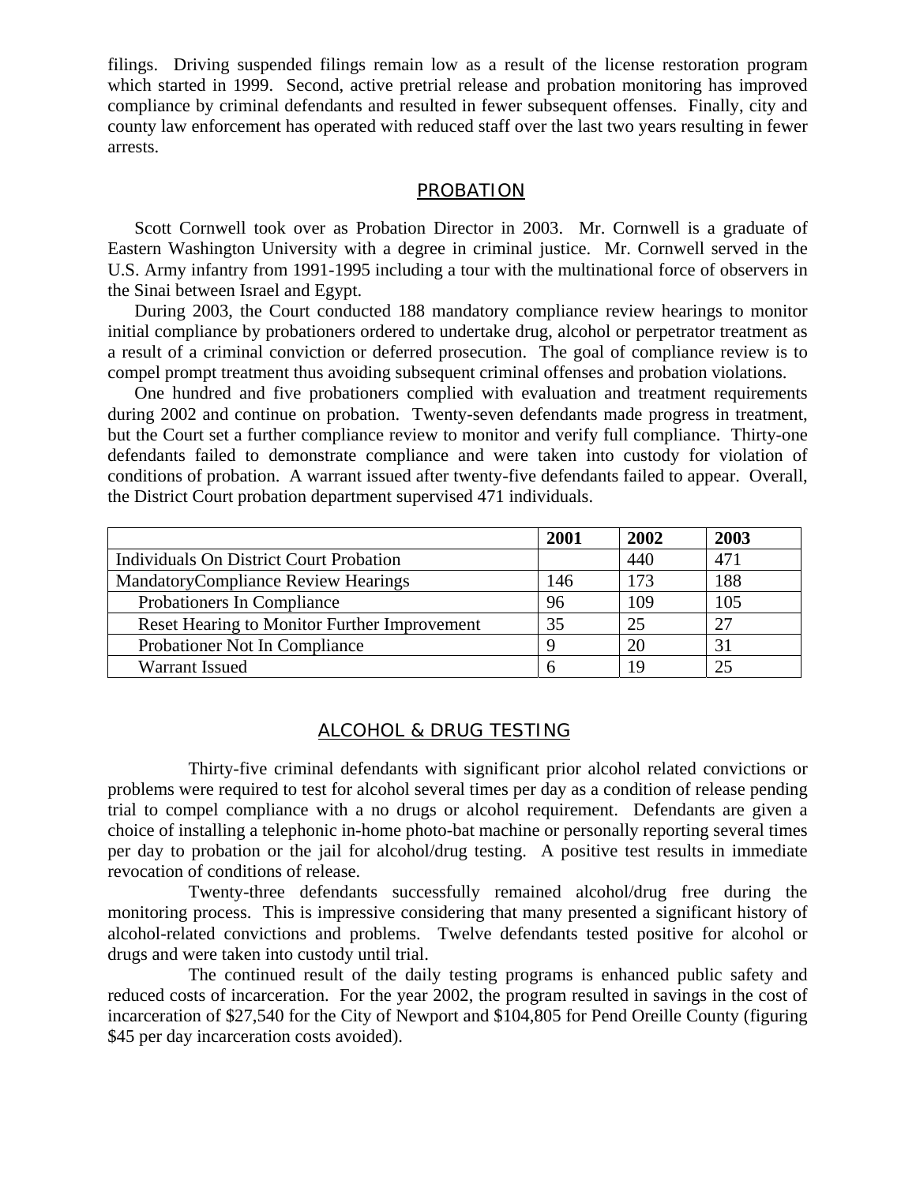filings. Driving suspended filings remain low as a result of the license restoration program which started in 1999. Second, active pretrial release and probation monitoring has improved compliance by criminal defendants and resulted in fewer subsequent offenses. Finally, city and county law enforcement has operated with reduced staff over the last two years resulting in fewer arrests.

## PROBATION

Scott Cornwell took over as Probation Director in 2003. Mr. Cornwell is a graduate of Eastern Washington University with a degree in criminal justice. Mr. Cornwell served in the U.S. Army infantry from 1991-1995 including a tour with the multinational force of observers in the Sinai between Israel and Egypt.

During 2003, the Court conducted 188 mandatory compliance review hearings to monitor initial compliance by probationers ordered to undertake drug, alcohol or perpetrator treatment as a result of a criminal conviction or deferred prosecution. The goal of compliance review is to compel prompt treatment thus avoiding subsequent criminal offenses and probation violations.

One hundred and five probationers complied with evaluation and treatment requirements during 2002 and continue on probation. Twenty-seven defendants made progress in treatment, but the Court set a further compliance review to monitor and verify full compliance. Thirty-one defendants failed to demonstrate compliance and were taken into custody for violation of conditions of probation. A warrant issued after twenty-five defendants failed to appear. Overall, the District Court probation department supervised 471 individuals.

| | 2001 | 2002 | 2003 |
|---|---|---|---|
| Individuals On District Court Probation | | 440 | 471 |
| MandatoryCompliance Review Hearings | 146 | 173 | 188 |
| Probationers In Compliance | 96 | 109 | 105 |
| Reset Hearing to Monitor Further Improvement | 35 | 25 | 27 |
| Probationer Not In Compliance | 9 | 20 | 31 |
| Warrant Issued | 6 | 19 | 25 |

## ALCOHOL & DRUG TESTING

Thirty-five criminal defendants with significant prior alcohol related convictions or problems were required to test for alcohol several times per day as a condition of release pending trial to compel compliance with a no drugs or alcohol requirement. Defendants are given a choice of installing a telephonic in-home photo-bat machine or personally reporting several times per day to probation or the jail for alcohol/drug testing. A positive test results in immediate revocation of conditions of release.

Twenty-three defendants successfully remained alcohol/drug free during the monitoring process. This is impressive considering that many presented a significant history of alcohol-related convictions and problems. Twelve defendants tested positive for alcohol or drugs and were taken into custody until trial.

The continued result of the daily testing programs is enhanced public safety and reduced costs of incarceration. For the year 2002, the program resulted in savings in the cost of incarceration of $27,540 for the City of Newport and $104,805 for Pend Oreille County (figuring $45 per day incarceration costs avoided).